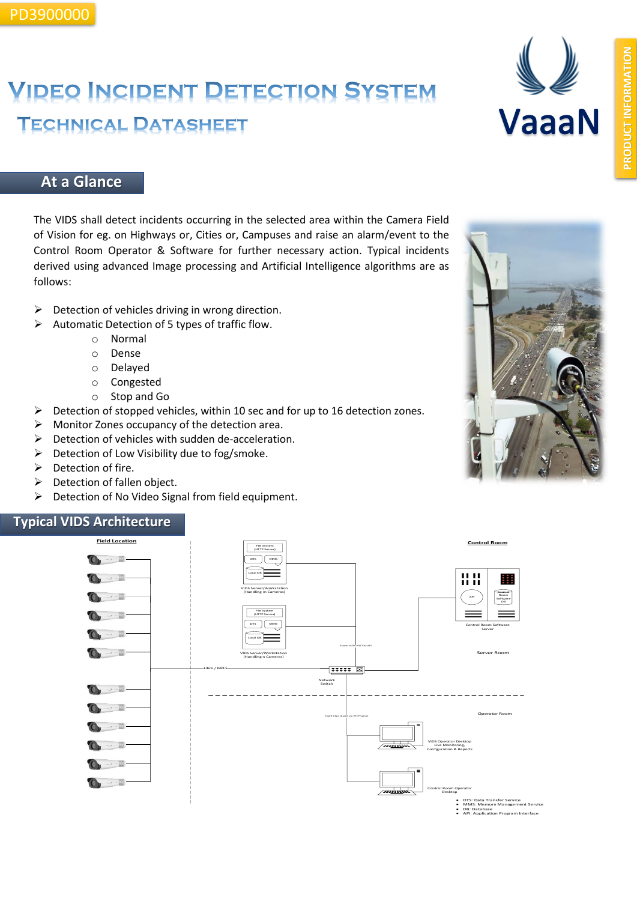PD3900000

# Video Incident Detection System

## Technical Datasheet

VaaaN

PRODUCT INFORMATION

## At a Glance

The VIDS shall detect incidents occurring in the selected area within the Camera Field of Vision for eg. on Highways or, Cities or, Campuses and raise an alarm/event to the Control Room Operator & Software for further necessary action. Typical incidents derived using advanced Image processing and Artificial Intelligence algorithms are as follows:

- Detection of vehicles driving in wrong direction.
- Automatic Detection of 5 types of traffic flow.
  - Normal
  - Dense
  - Delayed
  - Congested
  - Stop and Go
- Detection of stopped vehicles, within 10 sec and for up to 16 detection zones.
- Monitor Zones occupancy of the detection area.
- Detection of vehicles with sudden de-acceleration.
- Detection of Low Visibility due to fog/smoke.
- Detection of fire.
- Detection of fallen object.
- Detection of No Video Signal from field equipment.

## Typical VIDS Architecture

Field Location

Control Room

File System (HTTP Server)

DTS | MMS

Local DB

VIDS Server/Workstation (Handling m Cameras)

File System (HTTP Server)

DTS | MMS

Local DB

VIDS Server/Workstation (Handling n Cameras)

API

Control Room Software DB

Control Room Software Server

Server Room

Fibre / MPLS

Network Switch

Operator Room

VIDS Operator Desktop Live Monitoring, Configuration & Reports

Control Room Operator Desktop

- DTS: Data Transfer Service
- MMS: Memory Management Service
- DB: Database
- API: Application Program Interface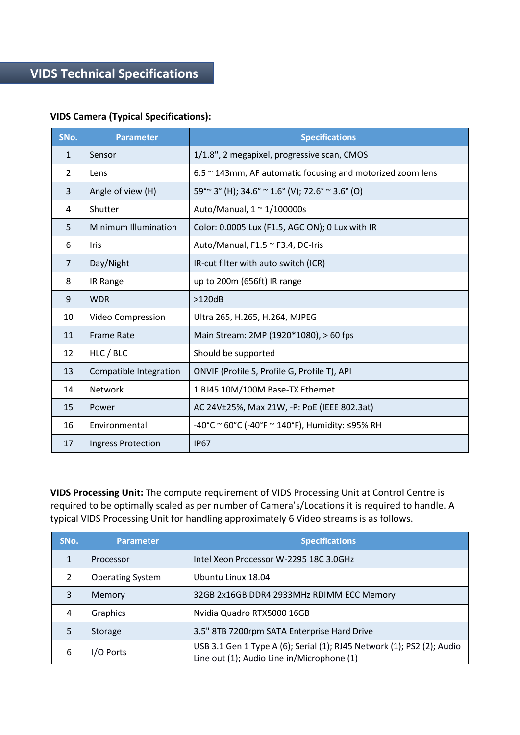# VIDS Technical Specifications

**VIDS Camera (Typical Specifications):**

| SNo. | Parameter | Specifications |
|---|---|---|
| 1 | Sensor | 1/1.8", 2 megapixel, progressive scan, CMOS |
| 2 | Lens | 6.5 ~ 143mm, AF automatic focusing and motorized zoom lens |
| 3 | Angle of view (H) | 59°~ 3° (H); 34.6° ~ 1.6° (V); 72.6° ~ 3.6° (O) |
| 4 | Shutter | Auto/Manual, 1 ~ 1/100000s |
| 5 | Minimum Illumination | Color: 0.0005 Lux (F1.5, AGC ON); 0 Lux with IR |
| 6 | Iris | Auto/Manual, F1.5 ~ F3.4, DC-Iris |
| 7 | Day/Night | IR-cut filter with auto switch (ICR) |
| 8 | IR Range | up to 200m (656ft) IR range |
| 9 | WDR | >120dB |
| 10 | Video Compression | Ultra 265, H.265, H.264, MJPEG |
| 11 | Frame Rate | Main Stream: 2MP (1920*1080), > 60 fps |
| 12 | HLC / BLC | Should be supported |
| 13 | Compatible Integration | ONVIF (Profile S, Profile G, Profile T), API |
| 14 | Network | 1 RJ45 10M/100M Base-TX Ethernet |
| 15 | Power | AC 24V±25%, Max 21W, -P: PoE (IEEE 802.3at) |
| 16 | Environmental | -40°C ~ 60°C (-40°F ~ 140°F), Humidity: ≤95% RH |
| 17 | Ingress Protection | IP67 |

**VIDS Processing Unit:** The compute requirement of VIDS Processing Unit at Control Centre is required to be optimally scaled as per number of Camera's/Locations it is required to handle. A typical VIDS Processing Unit for handling approximately 6 Video streams is as follows.

| SNo. | Parameter | Specifications |
|---|---|---|
| 1 | Processor | Intel Xeon Processor W-2295 18C 3.0GHz |
| 2 | Operating System | Ubuntu Linux 18.04 |
| 3 | Memory | 32GB 2x16GB DDR4 2933MHz RDIMM ECC Memory |
| 4 | Graphics | Nvidia Quadro RTX5000 16GB |
| 5 | Storage | 3.5" 8TB 7200rpm SATA Enterprise Hard Drive |
| 6 | I/O Ports | USB 3.1 Gen 1 Type A (6); Serial (1); RJ45 Network (1); PS2 (2); Audio Line out (1); Audio Line in/Microphone (1) |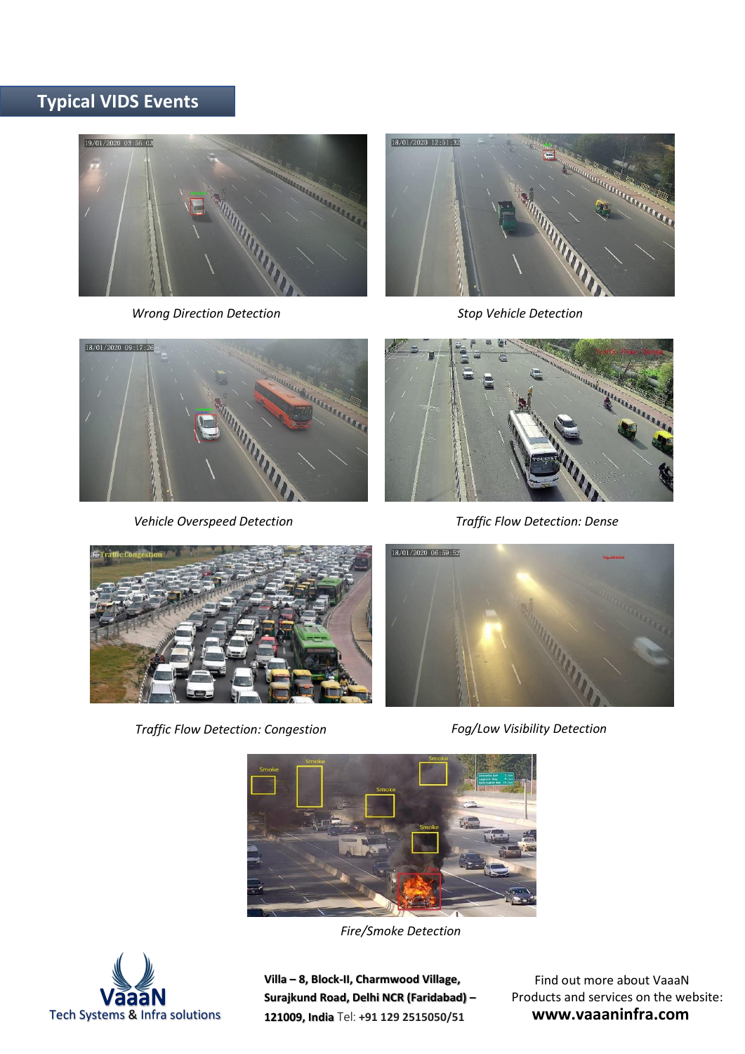## Typical VIDS Events

*Wrong Direction Detection*

*Stop Vehicle Detection*

*Vehicle Overspeed Detection*

*Traffic Flow Detection: Dense*

*Traffic Flow Detection: Congestion*

*Fog/Low Visibility Detection*

*Fire/Smoke Detection*

VaaaN
Tech Systems & Infra solutions

**Villa – 8, Block-II, Charmwood Village, Surajkund Road, Delhi NCR (Faridabad) – 121009, India** Tel: **+91 129 2515050/51**

Find out more about VaaaN Products and services on the website:
**www.vaaaninfra.com**